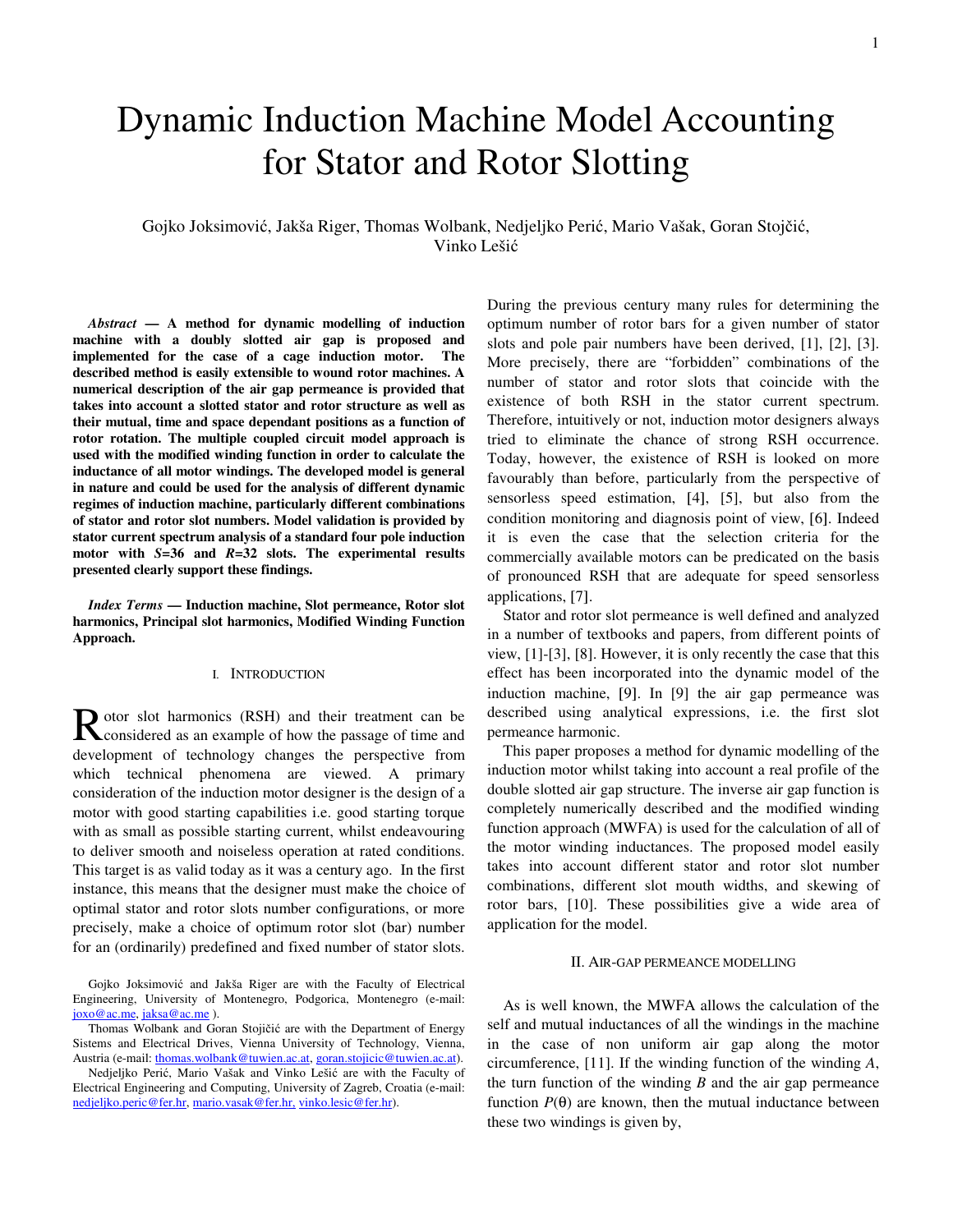# Dynamic Induction Machine Model Accounting for Stator and Rotor Slotting

Gojko Joksimović, Jakša Riger, Thomas Wolbank, Nedjeljko Perić, Mario Vašak, Goran Stojčić, Vinko Lešić

***Abstract* — A method for dynamic modelling of induction machine with a doubly slotted air gap is proposed and implemented for the case of a cage induction motor. The described method is easily extensible to wound rotor machines. A numerical description of the air gap permeance is provided that takes into account a slotted stator and rotor structure as well as their mutual, time and space dependant positions as a function of rotor rotation. The multiple coupled circuit model approach is used with the modified winding function in order to calculate the inductance of all motor windings. The developed model is general in nature and could be used for the analysis of different dynamic regimes of induction machine, particularly different combinations of stator and rotor slot numbers. Model validation is provided by stator current spectrum analysis of a standard four pole induction motor with *S*=36 and *R*=32 slots. The experimental results presented clearly support these findings.**

***Index Terms* — Induction machine, Slot permeance, Rotor slot harmonics, Principal slot harmonics, Modified Winding Function Approach.**

## I. Introduction

Rotor slot harmonics (RSH) and their treatment can be considered as an example of how the passage of time and development of technology changes the perspective from which technical phenomena are viewed. A primary consideration of the induction motor designer is the design of a motor with good starting capabilities i.e. good starting torque with as small as possible starting current, whilst endeavouring to deliver smooth and noiseless operation at rated conditions. This target is as valid today as it was a century ago. In the first instance, this means that the designer must make the choice of optimal stator and rotor slots number configurations, or more precisely, make a choice of optimum rotor slot (bar) number for an (ordinarily) predefined and fixed number of stator slots. During the previous century many rules for determining the optimum number of rotor bars for a given number of stator slots and pole pair numbers have been derived, [1], [2], [3]. More precisely, there are "forbidden" combinations of the number of stator and rotor slots that coincide with the existence of both RSH in the stator current spectrum. Therefore, intuitively or not, induction motor designers always tried to eliminate the chance of strong RSH occurrence. Today, however, the existence of RSH is looked on more favourably than before, particularly from the perspective of sensorless speed estimation, [4], [5], but also from the condition monitoring and diagnosis point of view, [6]. Indeed it is even the case that the selection criteria for the commercially available motors can be predicated on the basis of pronounced RSH that are adequate for speed sensorless applications, [7].

Stator and rotor slot permeance is well defined and analyzed in a number of textbooks and papers, from different points of view, [1]-[3], [8]. However, it is only recently the case that this effect has been incorporated into the dynamic model of the induction machine, [9]. In [9] the air gap permeance was described using analytical expressions, i.e. the first slot permeance harmonic.

This paper proposes a method for dynamic modelling of the induction motor whilst taking into account a real profile of the double slotted air gap structure. The inverse air gap function is completely numerically described and the modified winding function approach (MWFA) is used for the calculation of all of the motor winding inductances. The proposed model easily takes into account different stator and rotor slot number combinations, different slot mouth widths, and skewing of rotor bars, [10]. These possibilities give a wide area of application for the model.

## II. Air-gap permeance modelling

As is well known, the MWFA allows the calculation of the self and mutual inductances of all the windings in the machine in the case of non uniform air gap along the motor circumference, [11]. If the winding function of the winding *A*, the turn function of the winding *B* and the air gap permeance function $P(\theta)$ are known, then the mutual inductance between these two windings is given by,

Gojko Joksimović and Jakša Riger are with the Faculty of Electrical Engineering, University of Montenegro, Podgorica, Montenegro (e-mail: joxo@ac.me, jaksa@ac.me ).

Thomas Wolbank and Goran Stojičić are with the Department of Energy Sistems and Electrical Drives, Vienna University of Technology, Vienna, Austria (e-mail: thomas.wolbank@tuwien.ac.at, goran.stojicic@tuwien.ac.at).

Nedjeljko Perić, Mario Vašak and Vinko Lešić are with the Faculty of Electrical Engineering and Computing, University of Zagreb, Croatia (e-mail: nedjeljko.peric@fer.hr, mario.vasak@fer.hr, vinko.lesic@fer.hr).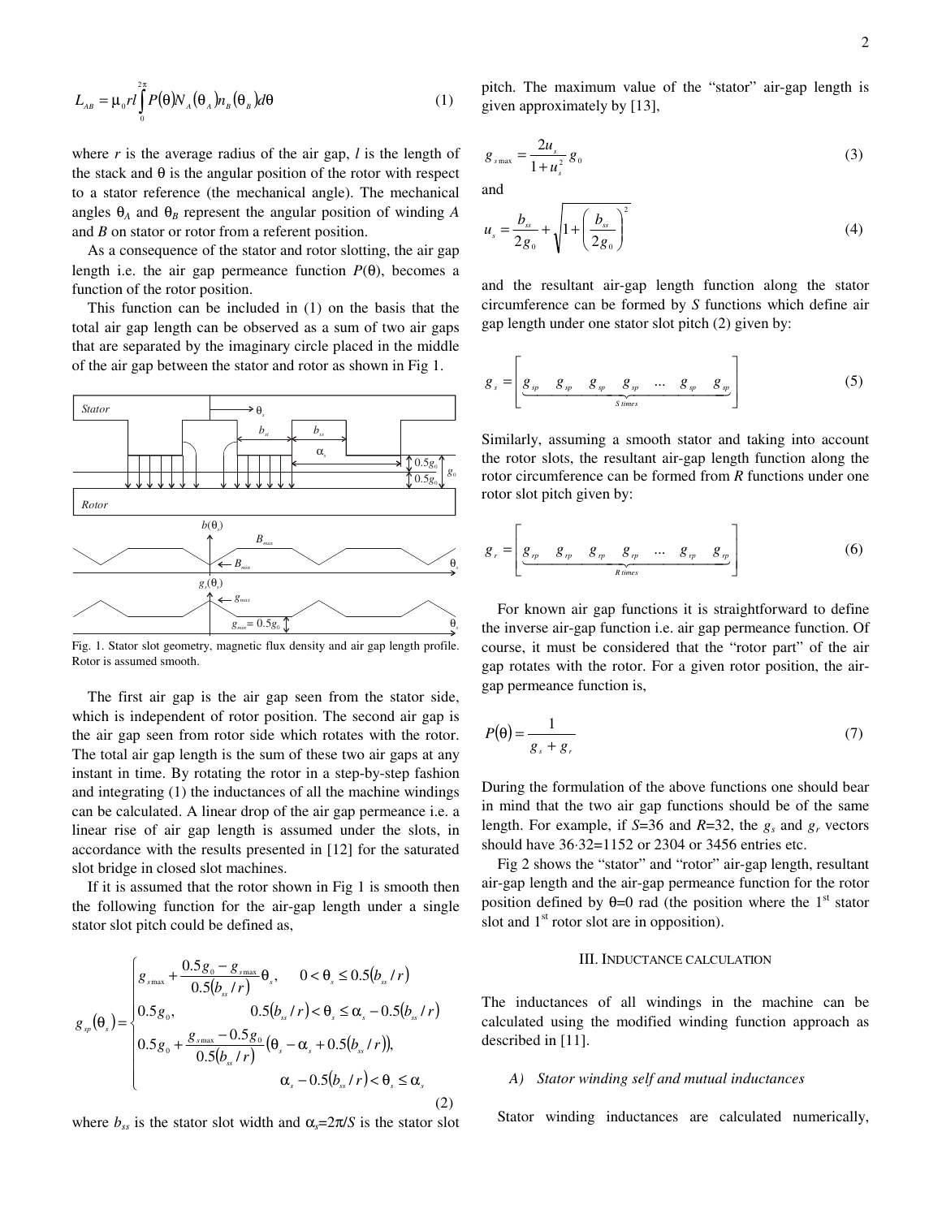$$L_{AB} = \mu_0 r l \int_0^{2\pi} P(\theta) N_A(\theta_A) n_B(\theta_B) d\theta \tag{1}$$

where $r$ is the average radius of the air gap, $l$ is the length of the stack and $\theta$ is the angular position of the rotor with respect to a stator reference (the mechanical angle). The mechanical angles $\theta_A$ and $\theta_B$ represent the angular position of winding $A$ and $B$ on stator or rotor from a referent position.

As a consequence of the stator and rotor slotting, the air gap length i.e. the air gap permeance function $P(\theta)$, becomes a function of the rotor position.

This function can be included in (1) on the basis that the total air gap length can be observed as a sum of two air gaps that are separated by the imaginary circle placed in the middle of the air gap between the stator and rotor as shown in Fig 1.

Fig. 1. Stator slot geometry, magnetic flux density and air gap length profile. Rotor is assumed smooth.

The first air gap is the air gap seen from the stator side, which is independent of rotor position. The second air gap is the air gap seen from rotor side which rotates with the rotor. The total air gap length is the sum of these two air gaps at any instant in time. By rotating the rotor in a step-by-step fashion and integrating (1) the inductances of all the machine windings can be calculated. A linear drop of the air gap permeance i.e. a linear rise of air gap length is assumed under the slots, in accordance with the results presented in [12] for the saturated slot bridge in closed slot machines.

If it is assumed that the rotor shown in Fig 1 is smooth then the following function for the air-gap length under a single stator slot pitch could be defined as,

$$g_{sp}(\theta_s) = \begin{cases} g_{s\max} + \dfrac{0.5g_0 - g_{s\max}}{0.5(b_{ss}/r)}\theta_s, & 0 < \theta_s \le 0.5(b_{ss}/r) \\ 0.5g_0, & 0.5(b_{ss}/r) < \theta_s \le \alpha_s - 0.5(b_{ss}/r) \\ 0.5g_0 + \dfrac{g_{s\max} - 0.5g_0}{0.5(b_{ss}/r)}\left(\theta_s - \alpha_s + 0.5(b_{ss}/r)\right), & \alpha_s - 0.5(b_{ss}/r) < \theta_s \le \alpha_s \end{cases} \tag{2}$$

where $b_{ss}$ is the stator slot width and $\alpha_s = 2\pi/S$ is the stator slot pitch. The maximum value of the "stator" air-gap length is given approximately by [13],

$$g_{s\max} = \frac{2u_s}{1+u_s^2} g_0 \tag{3}$$

and

$$u_s = \frac{b_{ss}}{2g_0} + \sqrt{1 + \left(\frac{b_{ss}}{2g_0}\right)^2} \tag{4}$$

and the resultant air-gap length function along the stator circumference can be formed by $S$ functions which define air gap length under one stator slot pitch (2) given by:

$$g_s = \Big[\underbrace{g_{sp} \quad g_{sp} \quad g_{sp} \quad g_{sp} \quad \cdots \quad g_{sp} \quad g_{sp}}_{S\ times}\Big] \tag{5}$$

Similarly, assuming a smooth stator and taking into account the rotor slots, the resultant air-gap length function along the rotor circumference can be formed from $R$ functions under one rotor slot pitch given by:

$$g_r = \Big[\underbrace{g_{rp} \quad g_{rp} \quad g_{rp} \quad g_{rp} \quad \cdots \quad g_{rp} \quad g_{rp}}_{R\ times}\Big] \tag{6}$$

For known air gap functions it is straightforward to define the inverse air-gap function i.e. air gap permeance function. Of course, it must be considered that the "rotor part" of the air gap rotates with the rotor. For a given rotor position, the air-gap permeance function is,

$$P(\theta) = \frac{1}{g_s + g_r} \tag{7}$$

During the formulation of the above functions one should bear in mind that the two air gap functions should be of the same length. For example, if $S$=36 and $R$=32, the $g_s$ and $g_r$ vectors should have 36·32=1152 or 2304 or 3456 entries etc.

Fig 2 shows the "stator" and "rotor" air-gap length, resultant air-gap length and the air-gap permeance function for the rotor position defined by $\theta$=0 rad (the position where the 1st stator slot and 1st rotor slot are in opposition).

## III. Inductance calculation

The inductances of all windings in the machine can be calculated using the modified winding function approach as described in [11].

### A) Stator winding self and mutual inductances

Stator winding inductances are calculated numerically,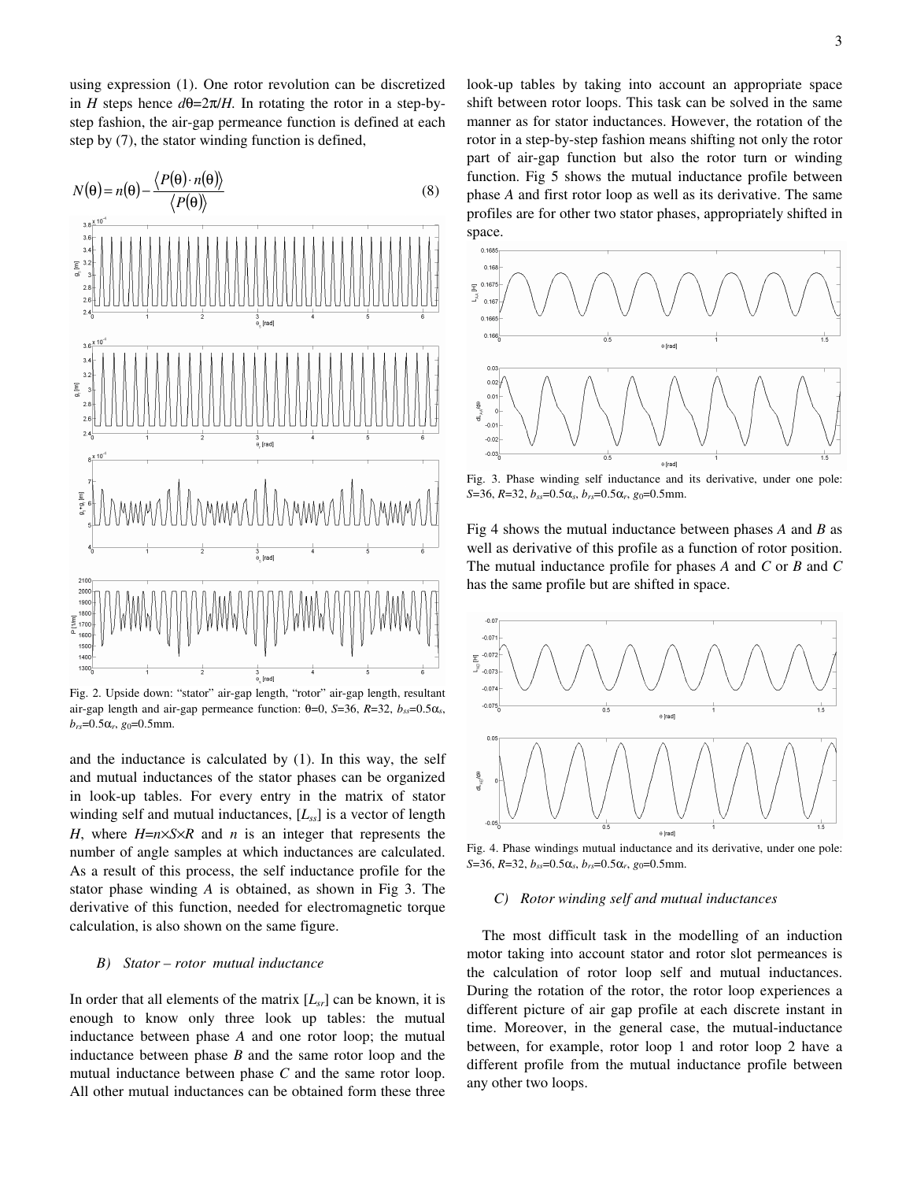using expression (1). One rotor revolution can be discretized in $H$ steps hence $d\theta=2\pi/H$. In rotating the rotor in a step-by-step fashion, the air-gap permeance function is defined at each step by (7), the stator winding function is defined,

$$N(\theta) = n(\theta) - \frac{\langle P(\theta) \cdot n(\theta) \rangle}{\langle P(\theta) \rangle} \tag{8}$$

Fig. 2. Upside down: "stator" air-gap length, "rotor" air-gap length, resultant air-gap length and air-gap permeance function: $\theta=0$, $S=36$, $R=32$, $b_{ss}=0.5\alpha_s$, $b_{rs}=0.5\alpha_r$, $g_0=0.5$mm.

and the inductance is calculated by (1). In this way, the self and mutual inductances of the stator phases can be organized in look-up tables. For every entry in the matrix of stator winding self and mutual inductances, $[L_{ss}]$ is a vector of length $H$, where $H=n\times S\times R$ and $n$ is an integer that represents the number of angle samples at which inductances are calculated. As a result of this process, the self inductance profile for the stator phase winding $A$ is obtained, as shown in Fig 3. The derivative of this function, needed for electromagnetic torque calculation, is also shown on the same figure.

### B) Stator – rotor mutual inductance

In order that all elements of the matrix $[L_{sr}]$ can be known, it is enough to know only three look up tables: the mutual inductance between phase $A$ and one rotor loop; the mutual inductance between phase $B$ and the same rotor loop and the mutual inductance between phase $C$ and the same rotor loop. All other mutual inductances can be obtained form these three look-up tables by taking into account an appropriate space shift between rotor loops. This task can be solved in the same manner as for stator inductances. However, the rotation of the rotor in a step-by-step fashion means shifting not only the rotor part of air-gap function but also the rotor turn or winding function. Fig 5 shows the mutual inductance profile between phase $A$ and first rotor loop as well as its derivative. The same profiles are for other two stator phases, appropriately shifted in space.

Fig. 3. Phase winding self inductance and its derivative, under one pole: $S=36$, $R=32$, $b_{ss}=0.5\alpha_s$, $b_{rs}=0.5\alpha_r$, $g_0=0.5$mm.

Fig 4 shows the mutual inductance between phases $A$ and $B$ as well as derivative of this profile as a function of rotor position. The mutual inductance profile for phases $A$ and $C$ or $B$ and $C$ has the same profile but are shifted in space.

Fig. 4. Phase windings mutual inductance and its derivative, under one pole: $S=36$, $R=32$, $b_{ss}=0.5\alpha_s$, $b_{rs}=0.5\alpha_r$, $g_0=0.5$mm.

### C) Rotor winding self and mutual inductances

The most difficult task in the modelling of an induction motor taking into account stator and rotor slot permeances is the calculation of rotor loop self and mutual inductances. During the rotation of the rotor, the rotor loop experiences a different picture of air gap profile at each discrete instant in time. Moreover, in the general case, the mutual-inductance between, for example, rotor loop 1 and rotor loop 2 have a different profile from the mutual inductance profile between any other two loops.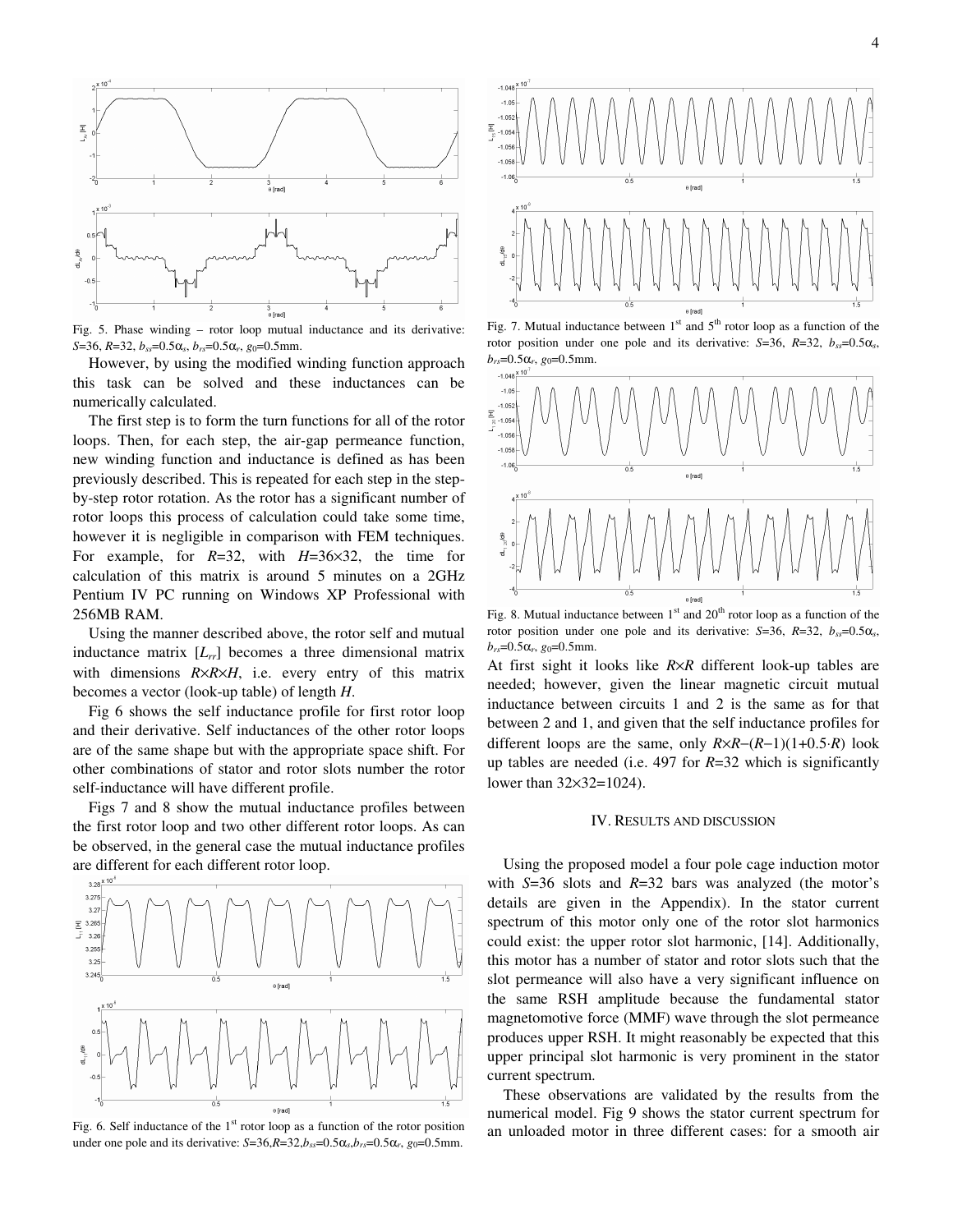Fig. 5. Phase winding – rotor loop mutual inductance and its derivative: $S$=36, $R$=32, $b_{ss}$=0.5$\alpha_s$, $b_{rs}$=0.5$\alpha_r$, $g_0$=0.5mm.

However, by using the modified winding function approach this task can be solved and these inductances can be numerically calculated.

The first step is to form the turn functions for all of the rotor loops. Then, for each step, the air-gap permeance function, new winding function and inductance is defined as has been previously described. This is repeated for each step in the step-by-step rotor rotation. As the rotor has a significant number of rotor loops this process of calculation could take some time, however it is negligible in comparison with FEM techniques. For example, for $R$=32, with $H$=36×32, the time for calculation of this matrix is around 5 minutes on a 2GHz Pentium IV PC running on Windows XP Professional with 256MB RAM.

Using the manner described above, the rotor self and mutual inductance matrix $[L_{rr}]$ becomes a three dimensional matrix with dimensions $R$×$R$×$H$, i.e. every entry of this matrix becomes a vector (look-up table) of length $H$.

Fig 6 shows the self inductance profile for first rotor loop and their derivative. Self inductances of the other rotor loops are of the same shape but with the appropriate space shift. For other combinations of stator and rotor slots number the rotor self-inductance will have different profile.

Figs 7 and 8 show the mutual inductance profiles between the first rotor loop and two other different rotor loops. As can be observed, in the general case the mutual inductance profiles are different for each different rotor loop.

Fig. 6. Self inductance of the 1st rotor loop as a function of the rotor position under one pole and its derivative: $S$=36, $R$=32, $b_{ss}$=0.5$\alpha_s$, $b_{rs}$=0.5$\alpha_r$, $g_0$=0.5mm.

Fig. 7. Mutual inductance between 1st and 5th rotor loop as a function of the rotor position under one pole and its derivative: $S$=36, $R$=32, $b_{ss}$=0.5$\alpha_s$, $b_{rs}$=0.5$\alpha_r$, $g_0$=0.5mm.

Fig. 8. Mutual inductance between 1st and 20th rotor loop as a function of the rotor position under one pole and its derivative: $S$=36, $R$=32, $b_{ss}$=0.5$\alpha_s$, $b_{rs}$=0.5$\alpha_r$, $g_0$=0.5mm.

At first sight it looks like $R$×$R$ different look-up tables are needed; however, given the linear magnetic circuit mutual inductance between circuits 1 and 2 is the same as for that between 2 and 1, and given that the self inductance profiles for different loops are the same, only $R\times R-(R-1)(1+0.5\cdot R)$ look up tables are needed (i.e. 497 for $R$=32 which is significantly lower than 32×32=1024).

## IV. Results and discussion

Using the proposed model a four pole cage induction motor with $S$=36 slots and $R$=32 bars was analyzed (the motor's details are given in the Appendix). In the stator current spectrum of this motor only one of the rotor slot harmonics could exist: the upper rotor slot harmonic, [14]. Additionally, this motor has a number of stator and rotor slots such that the slot permeance will also have a very significant influence on the same RSH amplitude because the fundamental stator magnetomotive force (MMF) wave through the slot permeance produces upper RSH. It might reasonably be expected that this upper principal slot harmonic is very prominent in the stator current spectrum.

These observations are validated by the results from the numerical model. Fig 9 shows the stator current spectrum for an unloaded motor in three different cases: for a smooth air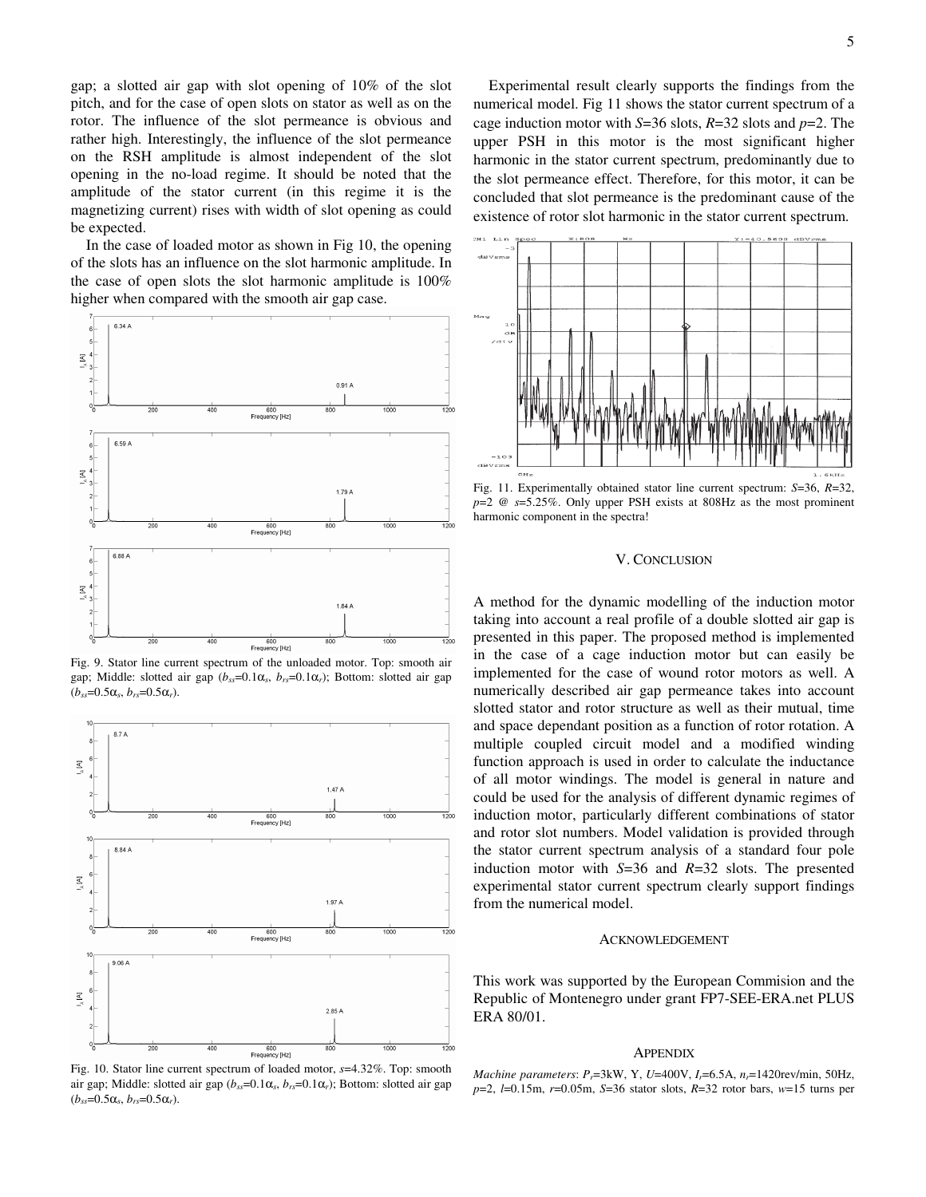gap; a slotted air gap with slot opening of 10% of the slot pitch, and for the case of open slots on stator as well as on the rotor. The influence of the slot permeance is obvious and rather high. Interestingly, the influence of the slot permeance on the RSH amplitude is almost independent of the slot opening in the no-load regime. It should be noted that the amplitude of the stator current (in this regime it is the magnetizing current) rises with width of slot opening as could be expected.

In the case of loaded motor as shown in Fig 10, the opening of the slots has an influence on the slot harmonic amplitude. In the case of open slots the slot harmonic amplitude is 100% higher when compared with the smooth air gap case.

Fig. 9. Stator line current spectrum of the unloaded motor. Top: smooth air gap; Middle: slotted air gap ($b_{ss}$=0.1$\alpha_s$, $b_{rs}$=0.1$\alpha_r$); Bottom: slotted air gap ($b_{ss}$=0.5$\alpha_s$, $b_{rs}$=0.5$\alpha_r$).

Fig. 10. Stator line current spectrum of loaded motor, $s$=4.32%. Top: smooth air gap; Middle: slotted air gap ($b_{ss}$=0.1$\alpha_s$, $b_{rs}$=0.1$\alpha_r$); Bottom: slotted air gap ($b_{ss}$=0.5$\alpha_s$, $b_{rs}$=0.5$\alpha_r$).

Experimental result clearly supports the findings from the numerical model. Fig 11 shows the stator current spectrum of a cage induction motor with $S$=36 slots, $R$=32 slots and $p$=2. The upper PSH in this motor is the most significant higher harmonic in the stator current spectrum, predominantly due to the slot permeance effect. Therefore, for this motor, it can be concluded that slot permeance is the predominant cause of the existence of rotor slot harmonic in the stator current spectrum.

Fig. 11. Experimentally obtained stator line current spectrum: $S$=36, $R$=32, $p$=2 @ $s$=5.25%. Only upper PSH exists at 808Hz as the most prominent harmonic component in the spectra!

## V. Conclusion

A method for the dynamic modelling of the induction motor taking into account a real profile of a double slotted air gap is presented in this paper. The proposed method is implemented in the case of a cage induction motor but can easily be implemented for the case of wound rotor motors as well. A numerically described air gap permeance takes into account slotted stator and rotor structure as well as their mutual, time and space dependant position as a function of rotor rotation. A multiple coupled circuit model and a modified winding function approach is used in order to calculate the inductance of all motor windings. The model is general in nature and could be used for the analysis of different dynamic regimes of induction motor, particularly different combinations of stator and rotor slot numbers. Model validation is provided through the stator current spectrum analysis of a standard four pole induction motor with $S$=36 and $R$=32 slots. The presented experimental stator current spectrum clearly support findings from the numerical model.

## Acknowledgement

This work was supported by the European Commision and the Republic of Montenegro under grant FP7-SEE-ERA.net PLUS ERA 80/01.

## Appendix

*Machine parameters*: $P_r$=3kW, Y, $U$=400V, $I_r$=6.5A, $n_r$=1420rev/min, 50Hz, $p$=2, $l$=0.15m, $r$=0.05m, $S$=36 stator slots, $R$=32 rotor bars, $w$=15 turns per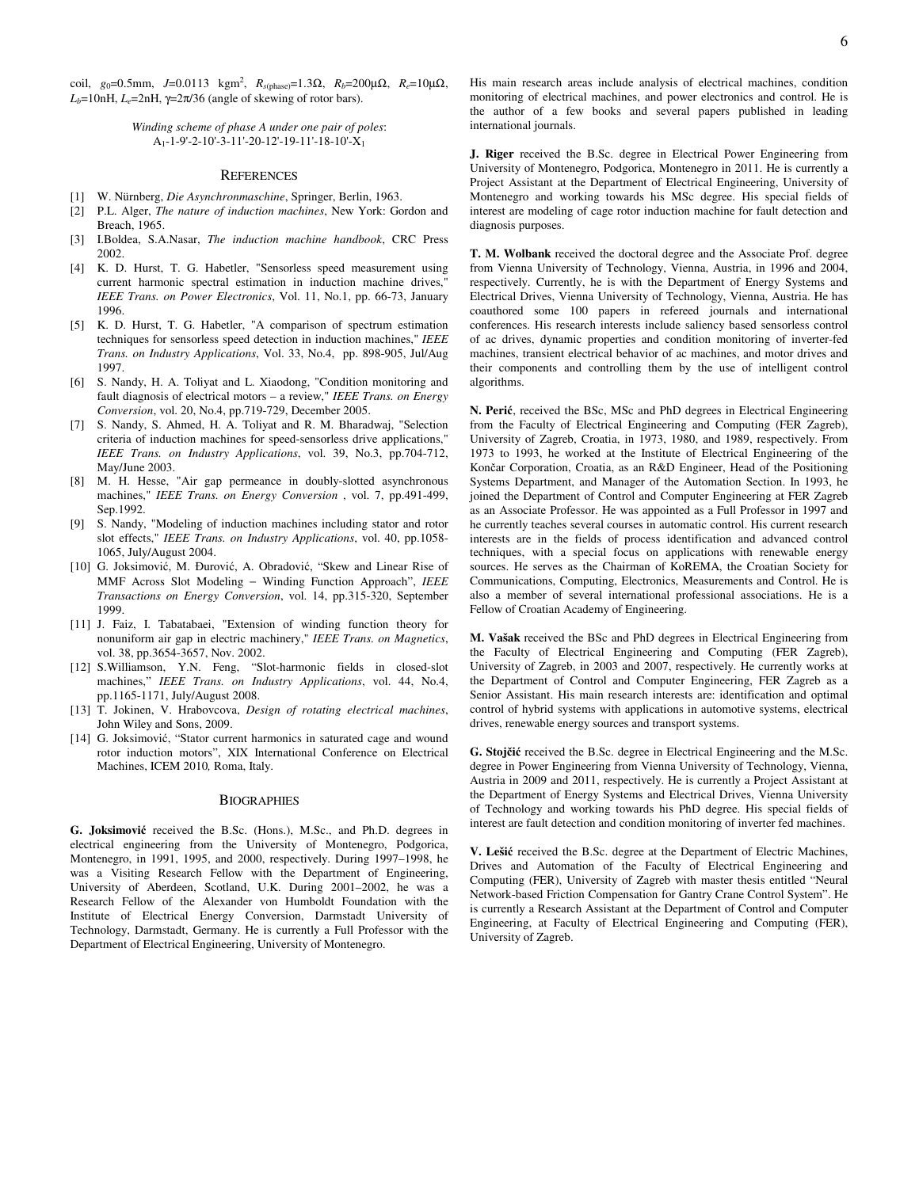coil, $g_0$=0.5mm, $J$=0.0113 kgm$^2$, $R_{s(phase)}$=1.3Ω, $R_b$=200μΩ, $R_e$=10μΩ, $L_b$=10nH, $L_e$=2nH, $\gamma=2\pi/36$ (angle of skewing of rotor bars).

*Winding scheme of phase A under one pair of poles*:
$A_1$-1-9'-2-10'-3-11'-20-12'-19-11'-18-10'-$X_1$

## References

[1] W. Nürnberg, *Die Asynchronmaschine*, Springer, Berlin, 1963.

[2] P.L. Alger, *The nature of induction machines*, New York: Gordon and Breach, 1965.

[3] I.Boldea, S.A.Nasar, *The induction machine handbook*, CRC Press 2002.

[4] K. D. Hurst, T. G. Habetler, "Sensorless speed measurement using current harmonic spectral estimation in induction machine drives," *IEEE Trans. on Power Electronics*, Vol. 11, No.1, pp. 66-73, January 1996.

[5] K. D. Hurst, T. G. Habetler, "A comparison of spectrum estimation techniques for sensorless speed detection in induction machines," *IEEE Trans. on Industry Applications*, Vol. 33, No.4, pp. 898-905, Jul/Aug 1997.

[6] S. Nandy, H. A. Toliyat and L. Xiaodong, "Condition monitoring and fault diagnosis of electrical motors – a review," *IEEE Trans. on Energy Conversion*, vol. 20, No.4, pp.719-729, December 2005.

[7] S. Nandy, S. Ahmed, H. A. Toliyat and R. M. Bharadwaj, "Selection criteria of induction machines for speed-sensorless drive applications," *IEEE Trans. on Industry Applications*, vol. 39, No.3, pp.704-712, May/June 2003.

[8] M. H. Hesse, "Air gap permeance in doubly-slotted asynchronous machines," *IEEE Trans. on Energy Conversion* , vol. 7, pp.491-499, Sep.1992.

[9] S. Nandy, "Modeling of induction machines including stator and rotor slot effects," *IEEE Trans. on Industry Applications*, vol. 40, pp.1058-1065, July/August 2004.

[10] G. Joksimović, M. Đurović, A. Obradović, "Skew and Linear Rise of MMF Across Slot Modeling – Winding Function Approach", *IEEE Transactions on Energy Conversion*, vol. 14, pp.315-320, September 1999.

[11] J. Faiz, I. Tabatabaei, "Extension of winding function theory for nonuniform air gap in electric machinery," *IEEE Trans. on Magnetics*, vol. 38, pp.3654-3657, Nov. 2002.

[12] S.Williamson, Y.N. Feng, "Slot-harmonic fields in closed-slot machines," *IEEE Trans. on Industry Applications*, vol. 44, No.4, pp.1165-1171, July/August 2008.

[13] T. Jokinen, V. Hrabovcova, *Design of rotating electrical machines*, John Wiley and Sons, 2009.

[14] G. Joksimović, "Stator current harmonics in saturated cage and wound rotor induction motors", XIX International Conference on Electrical Machines, ICEM 2010*,* Roma, Italy.

## Biographies

**G. Joksimović** received the B.Sc. (Hons.), M.Sc., and Ph.D. degrees in electrical engineering from the University of Montenegro, Podgorica, Montenegro, in 1991, 1995, and 2000, respectively. During 1997–1998, he was a Visiting Research Fellow with the Department of Engineering, University of Aberdeen, Scotland, U.K. During 2001–2002, he was a Research Fellow of the Alexander von Humboldt Foundation with the Institute of Electrical Energy Conversion, Darmstadt University of Technology, Darmstadt, Germany. He is currently a Full Professor with the Department of Electrical Engineering, University of Montenegro. His main research areas include analysis of electrical machines, condition monitoring of electrical machines, and power electronics and control. He is the author of a few books and several papers published in leading international journals.

**J. Riger** received the B.Sc. degree in Electrical Power Engineering from University of Montenegro, Podgorica, Montenegro in 2011. He is currently a Project Assistant at the Department of Electrical Engineering, University of Montenegro and working towards his MSc degree. His special fields of interest are modeling of cage rotor induction machine for fault detection and diagnosis purposes.

**T. M. Wolbank** received the doctoral degree and the Associate Prof. degree from Vienna University of Technology, Vienna, Austria, in 1996 and 2004, respectively. Currently, he is with the Department of Energy Systems and Electrical Drives, Vienna University of Technology, Vienna, Austria. He has coauthored some 100 papers in refereed journals and international conferences. His research interests include saliency based sensorless control of ac drives, dynamic properties and condition monitoring of inverter-fed machines, transient electrical behavior of ac machines, and motor drives and their components and controlling them by the use of intelligent control algorithms.

**N. Perić**, received the BSc, MSc and PhD degrees in Electrical Engineering from the Faculty of Electrical Engineering and Computing (FER Zagreb), University of Zagreb, Croatia, in 1973, 1980, and 1989, respectively. From 1973 to 1993, he worked at the Institute of Electrical Engineering of the Končar Corporation, Croatia, as an R&D Engineer, Head of the Positioning Systems Department, and Manager of the Automation Section. In 1993, he joined the Department of Control and Computer Engineering at FER Zagreb as an Associate Professor. He was appointed as a Full Professor in 1997 and he currently teaches several courses in automatic control. His current research interests are in the fields of process identification and advanced control techniques, with a special focus on applications with renewable energy sources. He serves as the Chairman of KoREMA, the Croatian Society for Communications, Computing, Electronics, Measurements and Control. He is also a member of several international professional associations. He is a Fellow of Croatian Academy of Engineering.

**M. Vašak** received the BSc and PhD degrees in Electrical Engineering from the Faculty of Electrical Engineering and Computing (FER Zagreb), University of Zagreb, in 2003 and 2007, respectively. He currently works at the Department of Control and Computer Engineering, FER Zagreb as a Senior Assistant. His main research interests are: identification and optimal control of hybrid systems with applications in automotive systems, electrical drives, renewable energy sources and transport systems.

**G. Stojčić** received the B.Sc. degree in Electrical Engineering and the M.Sc. degree in Power Engineering from Vienna University of Technology, Vienna, Austria in 2009 and 2011, respectively. He is currently a Project Assistant at the Department of Energy Systems and Electrical Drives, Vienna University of Technology and working towards his PhD degree. His special fields of interest are fault detection and condition monitoring of inverter fed machines.

**V. Lešić** received the B.Sc. degree at the Department of Electric Machines, Drives and Automation of the Faculty of Electrical Engineering and Computing (FER), University of Zagreb with master thesis entitled "Neural Network-based Friction Compensation for Gantry Crane Control System". He is currently a Research Assistant at the Department of Control and Computer Engineering, at Faculty of Electrical Engineering and Computing (FER), University of Zagreb.